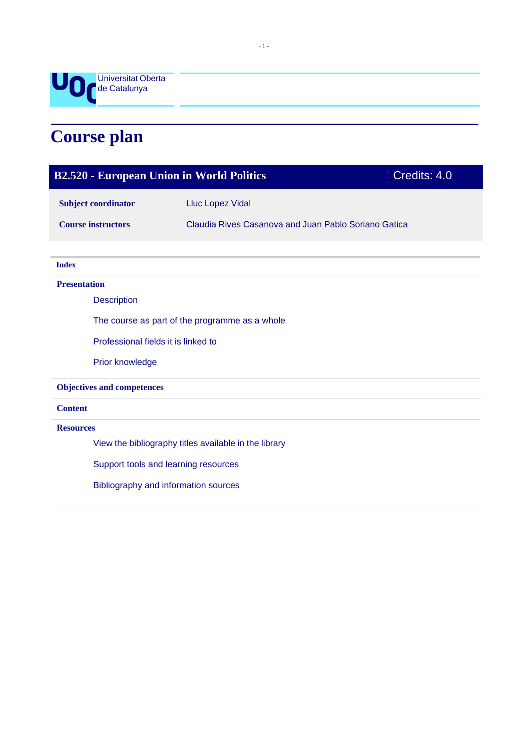Universitat Oberta de Catalunya

# Course plan

## B2.520 - European Union in World Politics

Credits: 4.0

| | |
|---|---|
| **Subject coordinator** | Lluc Lopez Vidal |
| **Course instructors** | Claudia Rives Casanova and Juan Pablo Soriano Gatica |

**Index**

**Presentation**

- Description
- The course as part of the programme as a whole
- Professional fields it is linked to
- Prior knowledge

**Objectives and competences**

**Content**

**Resources**

- View the bibliography titles available in the library
- Support tools and learning resources
- Bibliography and information sources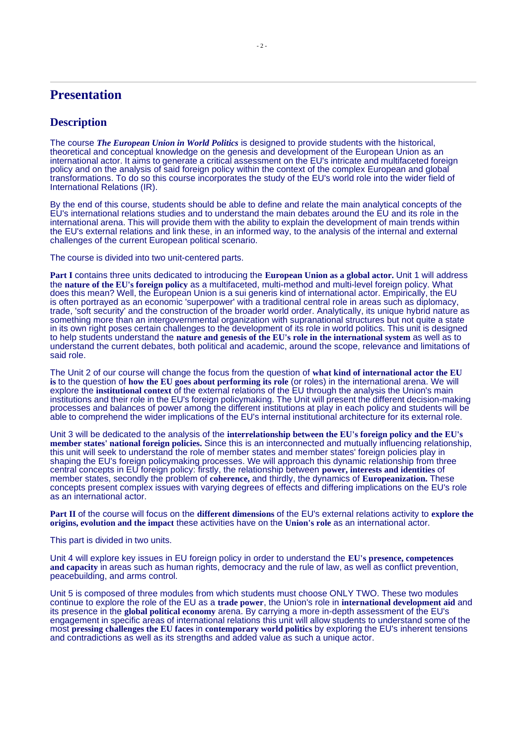# Presentation

## Description

The course ***The European Union in World Politics*** is designed to provide students with the historical, theoretical and conceptual knowledge on the genesis and development of the European Union as an international actor. It aims to generate a critical assessment on the EU's intricate and multifaceted foreign policy and on the analysis of said foreign policy within the context of the complex European and global transformations. To do so this course incorporates the study of the EU's world role into the wider field of International Relations (IR).

By the end of this course, students should be able to define and relate the main analytical concepts of the EU's international relations studies and to understand the main debates around the EU and its role in the international arena. This will provide them with the ability to explain the development of main trends within the EU's external relations and link these, in an informed way, to the analysis of the internal and external challenges of the current European political scenario.

The course is divided into two unit-centered parts.

**Part I** contains three units dedicated to introducing the **European Union as a global actor.** Unit 1 will address the **nature of the EU's foreign policy** as a multifaceted, multi-method and multi-level foreign policy. What does this mean? Well, the European Union is a sui generis kind of international actor. Empirically, the EU is often portrayed as an economic 'superpower' with a traditional central role in areas such as diplomacy, trade, 'soft security' and the construction of the broader world order. Analytically, its unique hybrid nature as something more than an intergovernmental organization with supranational structures but not quite a state in its own right poses certain challenges to the development of its role in world politics. This unit is designed to help students understand the **nature and genesis of the EU's role in the international system** as well as to understand the current debates, both political and academic, around the scope, relevance and limitations of said role.

The Unit 2 of our course will change the focus from the question of **what kind of international actor the EU is** to the question of **how the EU goes about performing its role** (or roles) in the international arena. We will explore the **institutional context** of the external relations of the EU through the analysis the Union's main institutions and their role in the EU's foreign policymaking. The Unit will present the different decision-making processes and balances of power among the different institutions at play in each policy and students will be able to comprehend the wider implications of the EU's internal institutional architecture for its external role.

Unit 3 will be dedicated to the analysis of the **interrelationship between the EU's foreign policy and the EU's member states' national foreign policies.** Since this is an interconnected and mutually influencing relationship, this unit will seek to understand the role of member states and member states' foreign policies play in shaping the EU's foreign policymaking processes. We will approach this dynamic relationship from three central concepts in EU foreign policy: firstly, the relationship between **power, interests and identities** of member states, secondly the problem of **coherence,** and thirdly, the dynamics of **Europeanization.** These concepts present complex issues with varying degrees of effects and differing implications on the EU's role as an international actor.

**Part II** of the course will focus on the **different dimensions** of the EU's external relations activity to **explore the origins, evolution and the impact** these activities have on the **Union's role** as an international actor.

This part is divided in two units.

Unit 4 will explore key issues in EU foreign policy in order to understand the **EU's presence, competences and capacity** in areas such as human rights, democracy and the rule of law, as well as conflict prevention, peacebuilding, and arms control.

Unit 5 is composed of three modules from which students must choose ONLY TWO. These two modules continue to explore the role of the EU as a **trade power**, the Union's role in **international development aid** and its presence in the **global political economy** arena. By carrying a more in-depth assessment of the EU's engagement in specific areas of international relations this unit will allow students to understand some of the most **pressing challenges the EU faces** in **contemporary world politics** by exploring the EU's inherent tensions and contradictions as well as its strengths and added value as such a unique actor.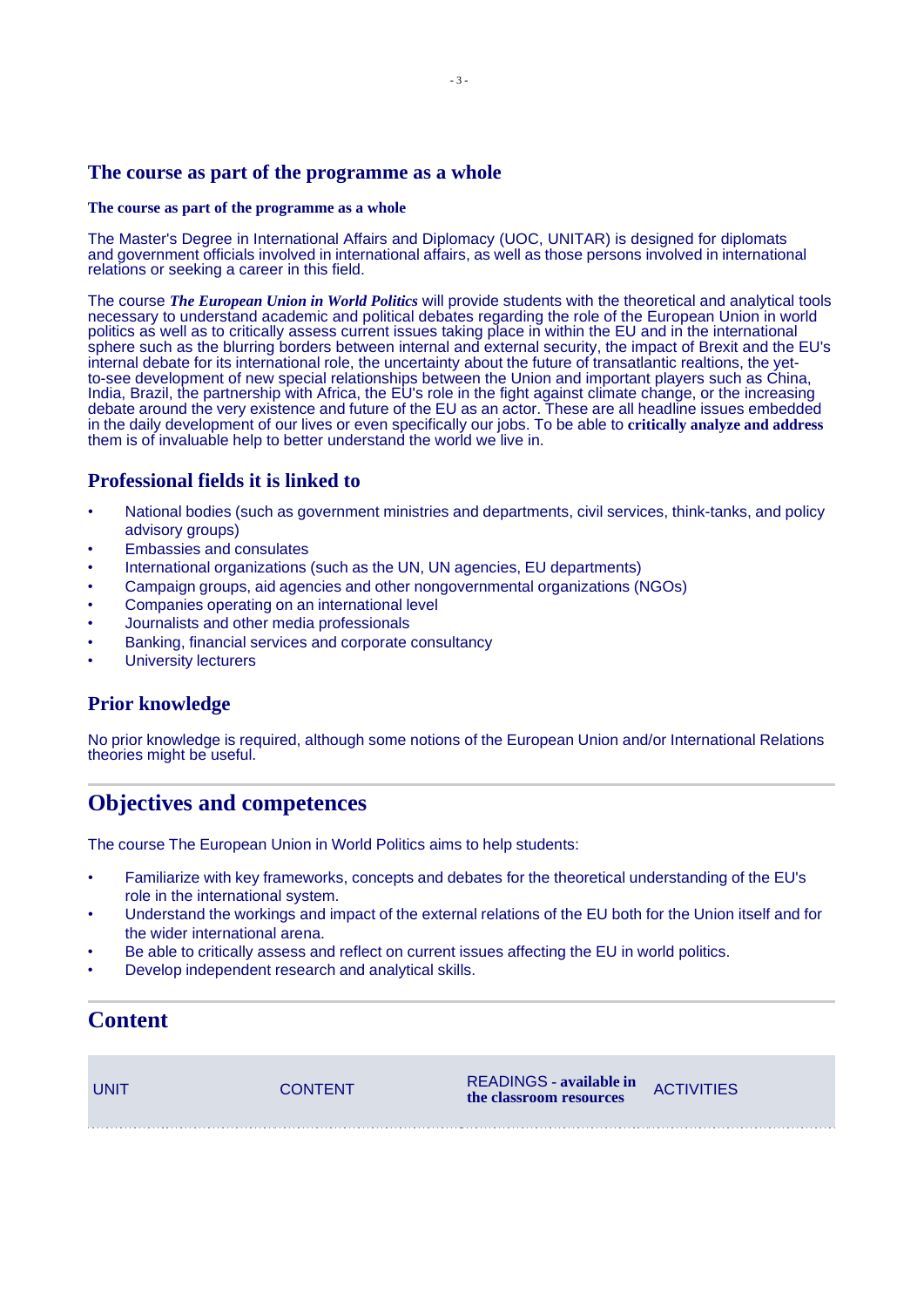## The course as part of the programme as a whole

#### The course as part of the programme as a whole

The Master's Degree in International Affairs and Diplomacy (UOC, UNITAR) is designed for diplomats and government officials involved in international affairs, as well as those persons involved in international relations or seeking a career in this field.

The course ***The European Union in World Politics*** will provide students with the theoretical and analytical tools necessary to understand academic and political debates regarding the role of the European Union in world politics as well as to critically assess current issues taking place in within the EU and in the international sphere such as the blurring borders between internal and external security, the impact of Brexit and the EU's internal debate for its international role, the uncertainty about the future of transatlantic realtions, the yet-to-see development of new special relationships between the Union and important players such as China, India, Brazil, the partnership with Africa, the EU's role in the fight against climate change, or the increasing debate around the very existence and future of the EU as an actor. These are all headline issues embedded in the daily development of our lives or even specifically our jobs. To be able to **critically analyze and address** them is of invaluable help to better understand the world we live in.

## Professional fields it is linked to

- National bodies (such as government ministries and departments, civil services, think-tanks, and policy advisory groups)
- Embassies and consulates
- International organizations (such as the UN, UN agencies, EU departments)
- Campaign groups, aid agencies and other nongovernmental organizations (NGOs)
- Companies operating on an international level
- Journalists and other media professionals
- Banking, financial services and corporate consultancy
- University lecturers

## Prior knowledge

No prior knowledge is required, although some notions of the European Union and/or International Relations theories might be useful.

# Objectives and competences

The course The European Union in World Politics aims to help students:

- Familiarize with key frameworks, concepts and debates for the theoretical understanding of the EU's role in the international system.
- Understand the workings and impact of the external relations of the EU both for the Union itself and for the wider international arena.
- Be able to critically assess and reflect on current issues affecting the EU in world politics.
- Develop independent research and analytical skills.

# Content

| UNIT | CONTENT | READINGS - **available in the classroom resources** | ACTIVITIES |
|---|---|---|---|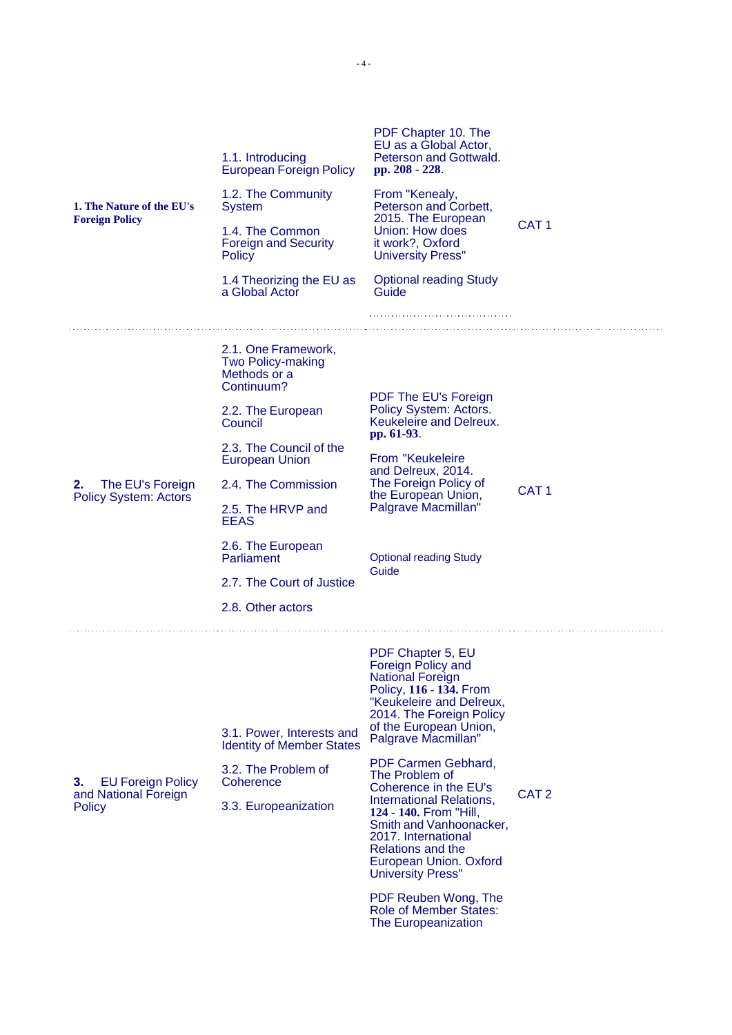| | | | |
|---|---|---|---|
| **1. The Nature of the EU's Foreign Policy** | 1.1. Introducing European Foreign Policy<br><br>1.2. The Community System<br><br>1.4. The Common Foreign and Security Policy<br><br>1.4 Theorizing the EU as a Global Actor | PDF Chapter 10. The EU as a Global Actor, Peterson and Gottwald. **pp. 208 - 228**.<br><br>From "Kenealy, Peterson and Corbett, 2015. The European Union: How does it work?, Oxford University Press"<br><br>Optional reading Study Guide | CAT 1 |
| **2.** The EU's Foreign Policy System: Actors | 2.1. One Framework, Two Policy-making Methods or a Continuum?<br><br>2.2. The European Council<br><br>2.3. The Council of the European Union<br><br>2.4. The Commission<br><br>2.5. The HRVP and EEAS<br><br>2.6. The European Parliament<br><br>2.7. The Court of Justice<br><br>2.8. Other actors | PDF The EU's Foreign Policy System: Actors. Keukeleire and Delreux. **pp. 61-93**.<br><br>From "Keukeleire and Delreux, 2014. The Foreign Policy of the European Union, Palgrave Macmillan"<br><br>Optional reading Study Guide | CAT 1 |
| **3.** EU Foreign Policy and National Foreign Policy | 3.1. Power, Interests and Identity of Member States<br><br>3.2. The Problem of Coherence<br><br>3.3. Europeanization | PDF Chapter 5, EU Foreign Policy and National Foreign Policy, **116 - 134.** From "Keukeleire and Delreux, 2014. The Foreign Policy of the European Union, Palgrave Macmillan"<br><br>PDF Carmen Gebhard, The Problem of Coherence in the EU's International Relations, **124 - 140.** From "Hill, Smith and Vanhoonacker, 2017. International Relations and the European Union. Oxford University Press"<br><br>PDF Reuben Wong, The Role of Member States: The Europeanization | CAT 2 |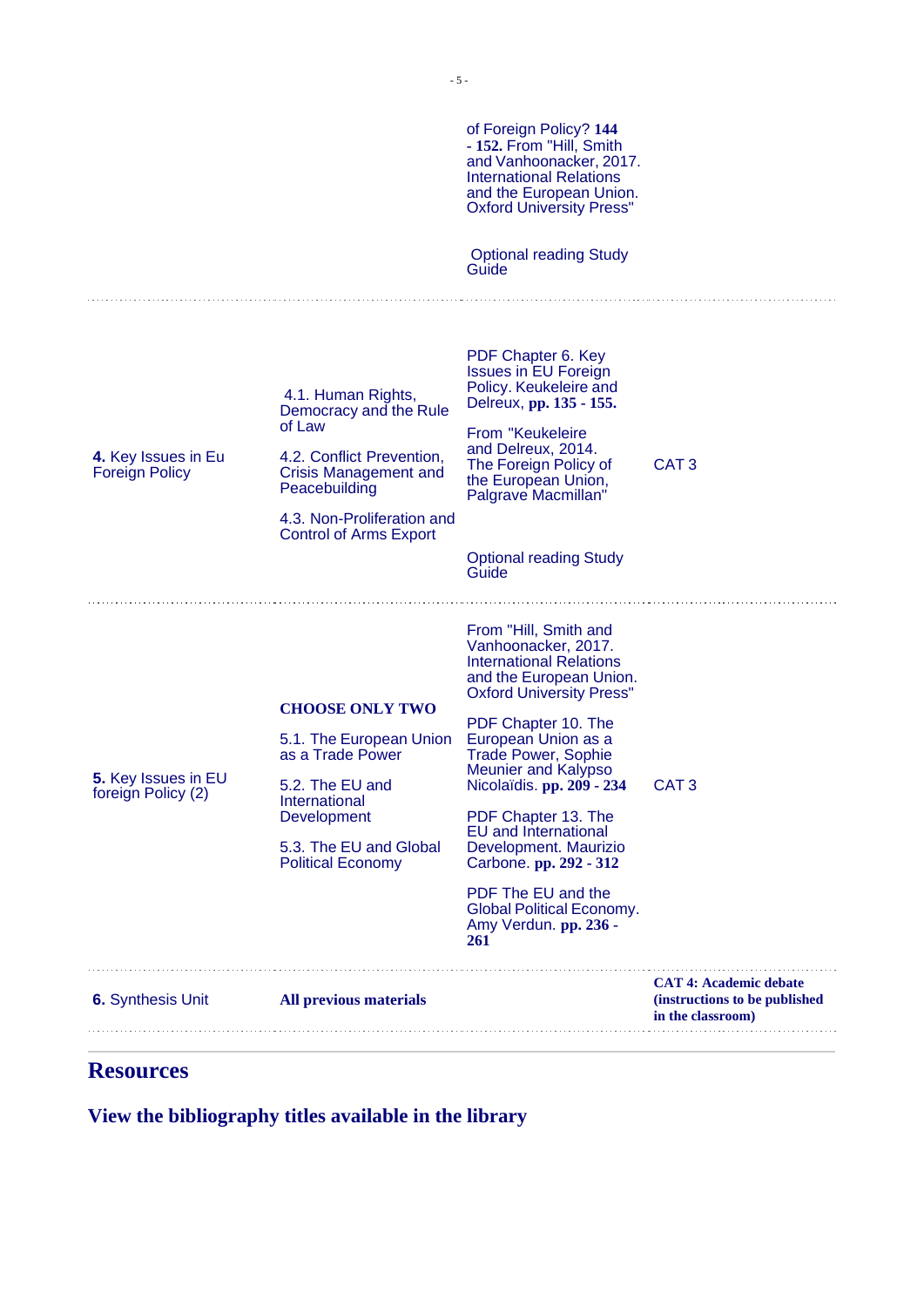| | | | |
|---|---|---|---|
| | | of Foreign Policy? **144 - 152.** From "Hill, Smith and Vanhoonacker, 2017. International Relations and the European Union. Oxford University Press"<br><br>Optional reading Study Guide | |
| **4.** Key Issues in Eu Foreign Policy | 4.1. Human Rights, Democracy and the Rule of Law<br><br>4.2. Conflict Prevention, Crisis Management and Peacebuilding<br><br>4.3. Non-Proliferation and Control of Arms Export | PDF Chapter 6. Key Issues in EU Foreign Policy. Keukeleire and Delreux, **pp. 135 - 155.**<br><br>From "Keukeleire and Delreux, 2014. The Foreign Policy of the European Union, Palgrave Macmillan"<br><br>Optional reading Study Guide | CAT 3 |
| **5.** Key Issues in EU foreign Policy (2) | **CHOOSE ONLY TWO**<br><br>5.1. The European Union as a Trade Power<br><br>5.2. The EU and International Development<br><br>5.3. The EU and Global Political Economy | From "Hill, Smith and Vanhoonacker, 2017. International Relations and the European Union. Oxford University Press"<br><br>PDF Chapter 10. The European Union as a Trade Power, Sophie Meunier and Kalypso Nicolaïdis. **pp. 209 - 234**<br><br>PDF Chapter 13. The EU and International Development. Maurizio Carbone. **pp. 292 - 312**<br><br>PDF The EU and the Global Political Economy. Amy Verdun. **pp. 236 - 261** | CAT 3 |
| **6.** Synthesis Unit | **All previous materials** | | **CAT 4: Academic debate (instructions to be published in the classroom)** |

## Resources

### View the bibliography titles available in the library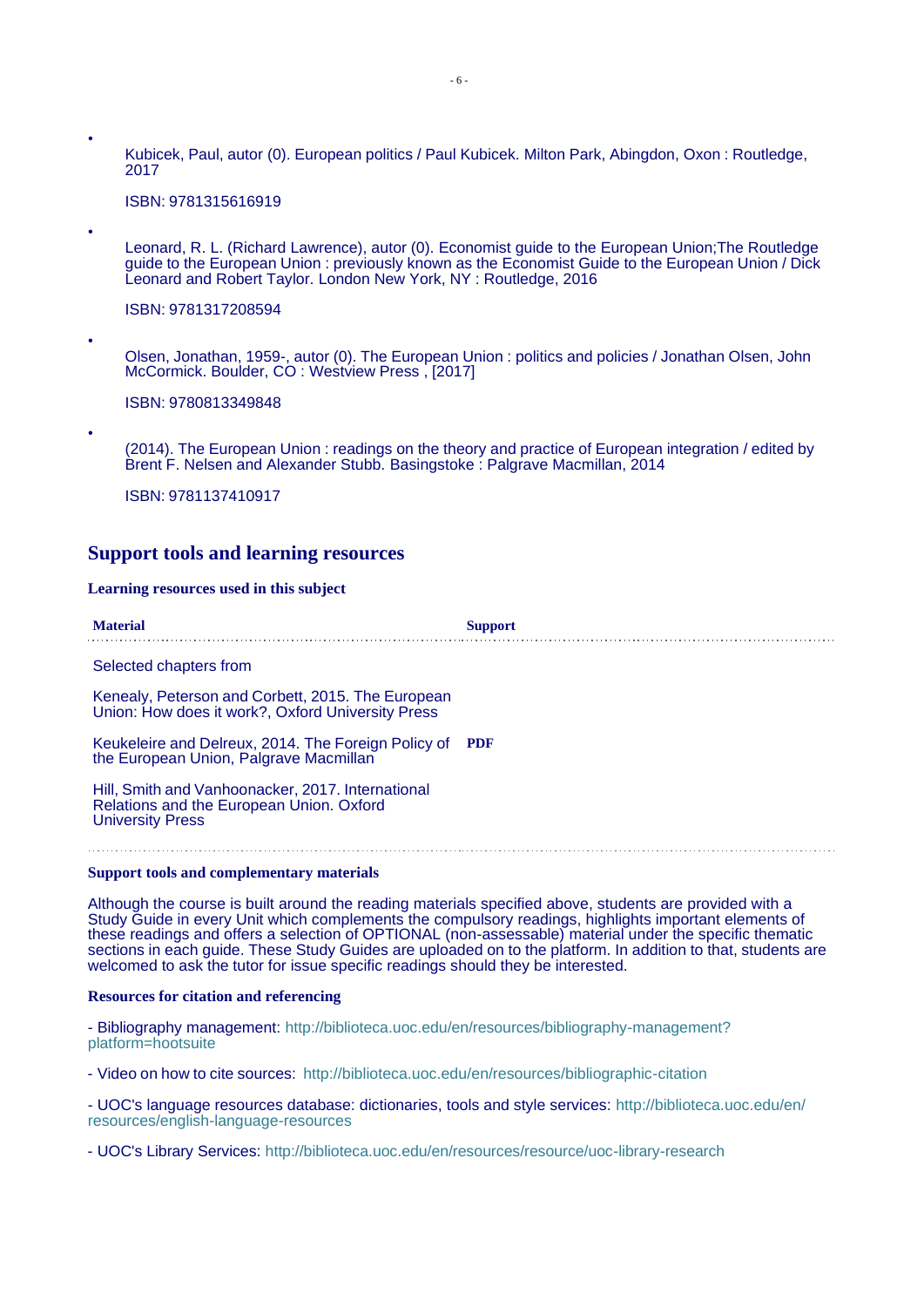- Kubicek, Paul, autor (0). European politics / Paul Kubicek. Milton Park, Abingdon, Oxon : Routledge, 2017

  ISBN: 9781315616919

- Leonard, R. L. (Richard Lawrence), autor (0). Economist guide to the European Union;The Routledge guide to the European Union : previously known as the Economist Guide to the European Union / Dick Leonard and Robert Taylor. London New York, NY : Routledge, 2016

  ISBN: 9781317208594

- Olsen, Jonathan, 1959-, autor (0). The European Union : politics and policies / Jonathan Olsen, John McCormick. Boulder, CO : Westview Press , [2017]

  ISBN: 9780813349848

- (2014). The European Union : readings on the theory and practice of European integration / edited by Brent F. Nelsen and Alexander Stubb. Basingstoke : Palgrave Macmillan, 2014

  ISBN: 9781137410917

## Support tools and learning resources

### Learning resources used in this subject

| Material | Support |
|---|---|
| Selected chapters from<br><br>Kenealy, Peterson and Corbett, 2015. The European Union: How does it work?, Oxford University Press<br><br>Keukeleire and Delreux, 2014. The Foreign Policy of the European Union, Palgrave Macmillan<br><br>Hill, Smith and Vanhoonacker, 2017. International Relations and the European Union. Oxford University Press | **PDF** |

### Support tools and complementary materials

Although the course is built around the reading materials specified above, students are provided with a Study Guide in every Unit which complements the compulsory readings, highlights important elements of these readings and offers a selection of OPTIONAL (non-assessable) material under the specific thematic sections in each guide. These Study Guides are uploaded on to the platform. In addition to that, students are welcomed to ask the tutor for issue specific readings should they be interested.

### Resources for citation and referencing

- Bibliography management: http://biblioteca.uoc.edu/en/resources/bibliography-management?platform=hootsuite

- Video on how to cite sources: http://biblioteca.uoc.edu/en/resources/bibliographic-citation

- UOC's language resources database: dictionaries, tools and style services: http://biblioteca.uoc.edu/en/resources/english-language-resources

- UOC's Library Services: http://biblioteca.uoc.edu/en/resources/resource/uoc-library-research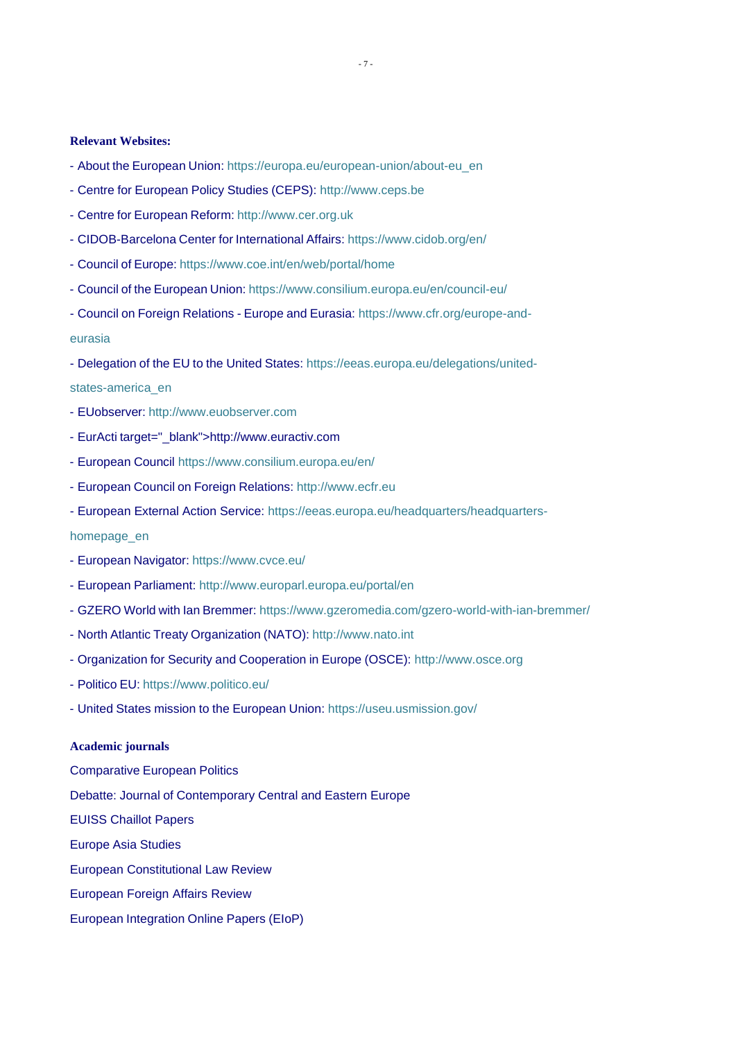**Relevant Websites:**

- About the European Union: https://europa.eu/european-union/about-eu_en
- Centre for European Policy Studies (CEPS): http://www.ceps.be
- Centre for European Reform: http://www.cer.org.uk
- CIDOB-Barcelona Center for International Affairs: https://www.cidob.org/en/
- Council of Europe: https://www.coe.int/en/web/portal/home
- Council of the European Union: https://www.consilium.europa.eu/en/council-eu/
- Council on Foreign Relations - Europe and Eurasia: https://www.cfr.org/europe-and-eurasia
- Delegation of the EU to the United States: https://eeas.europa.eu/delegations/united-states-america_en
- EUobserver: http://www.euobserver.com
- EurActi target="_blank">http://www.euractiv.com
- European Council https://www.consilium.europa.eu/en/
- European Council on Foreign Relations: http://www.ecfr.eu
- European External Action Service: https://eeas.europa.eu/headquarters/headquarters-homepage_en
- European Navigator: https://www.cvce.eu/
- European Parliament: http://www.europarl.europa.eu/portal/en
- GZERO World with Ian Bremmer: https://www.gzeromedia.com/gzero-world-with-ian-bremmer/
- North Atlantic Treaty Organization (NATO): http://www.nato.int
- Organization for Security and Cooperation in Europe (OSCE): http://www.osce.org
- Politico EU: https://www.politico.eu/
- United States mission to the European Union: https://useu.usmission.gov/

**Academic journals**

Comparative European Politics

Debatte: Journal of Contemporary Central and Eastern Europe

EUISS Chaillot Papers

Europe Asia Studies

European Constitutional Law Review

European Foreign Affairs Review

European Integration Online Papers (EIoP)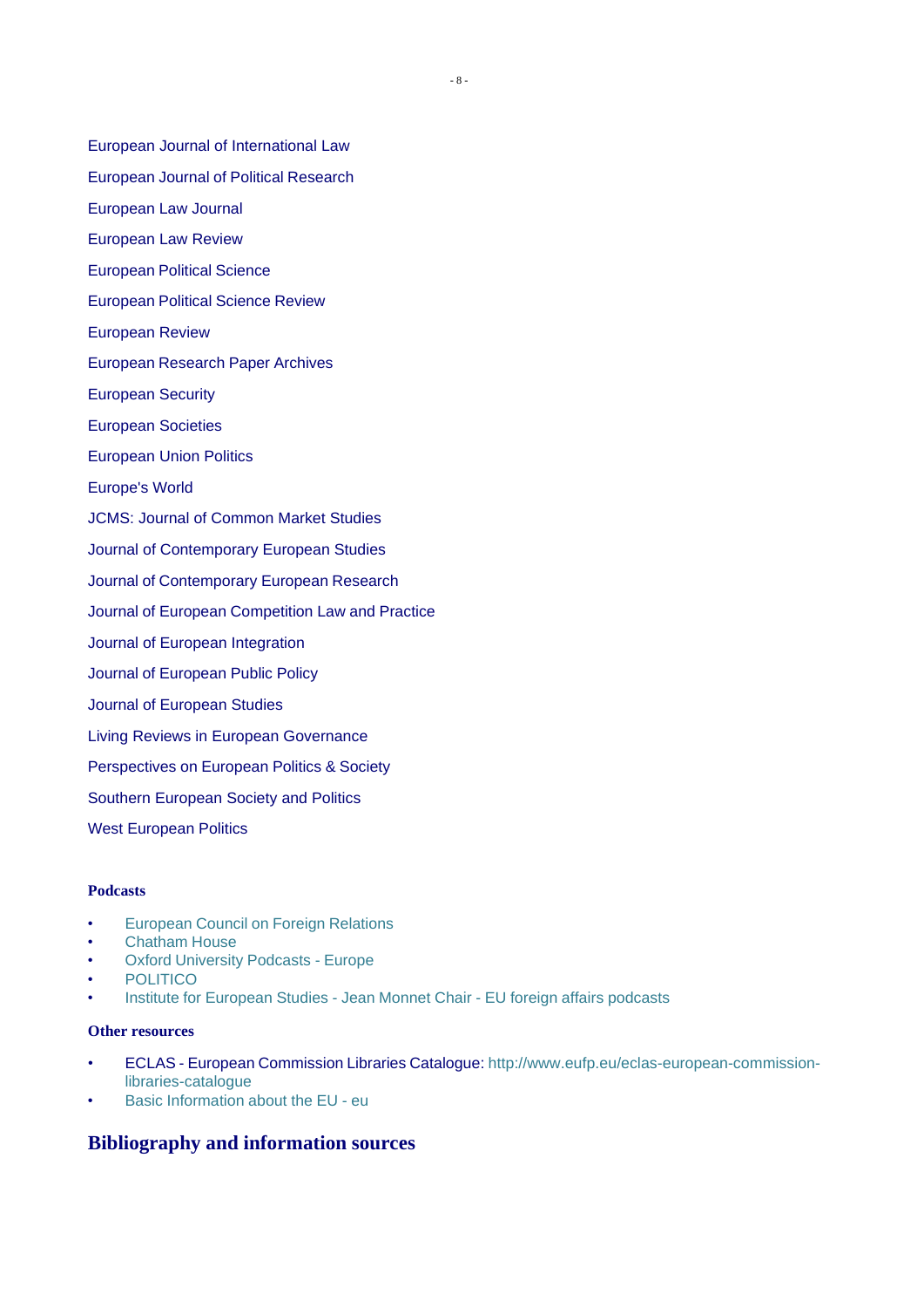European Journal of International Law

European Journal of Political Research

European Law Journal

European Law Review

European Political Science

European Political Science Review

European Review

European Research Paper Archives

European Security

European Societies

European Union Politics

Europe's World

JCMS: Journal of Common Market Studies

Journal of Contemporary European Studies

Journal of Contemporary European Research

Journal of European Competition Law and Practice

Journal of European Integration

Journal of European Public Policy

Journal of European Studies

Living Reviews in European Governance

Perspectives on European Politics & Society

Southern European Society and Politics

West European Politics

**Podcasts**

- European Council on Foreign Relations
- Chatham House
- Oxford University Podcasts - Europe
- POLITICO
- Institute for European Studies - Jean Monnet Chair - EU foreign affairs podcasts

**Other resources**

- ECLAS - European Commission Libraries Catalogue: http://www.eufp.eu/eclas-european-commission-libraries-catalogue
- Basic Information about the EU - eu

## Bibliography and information sources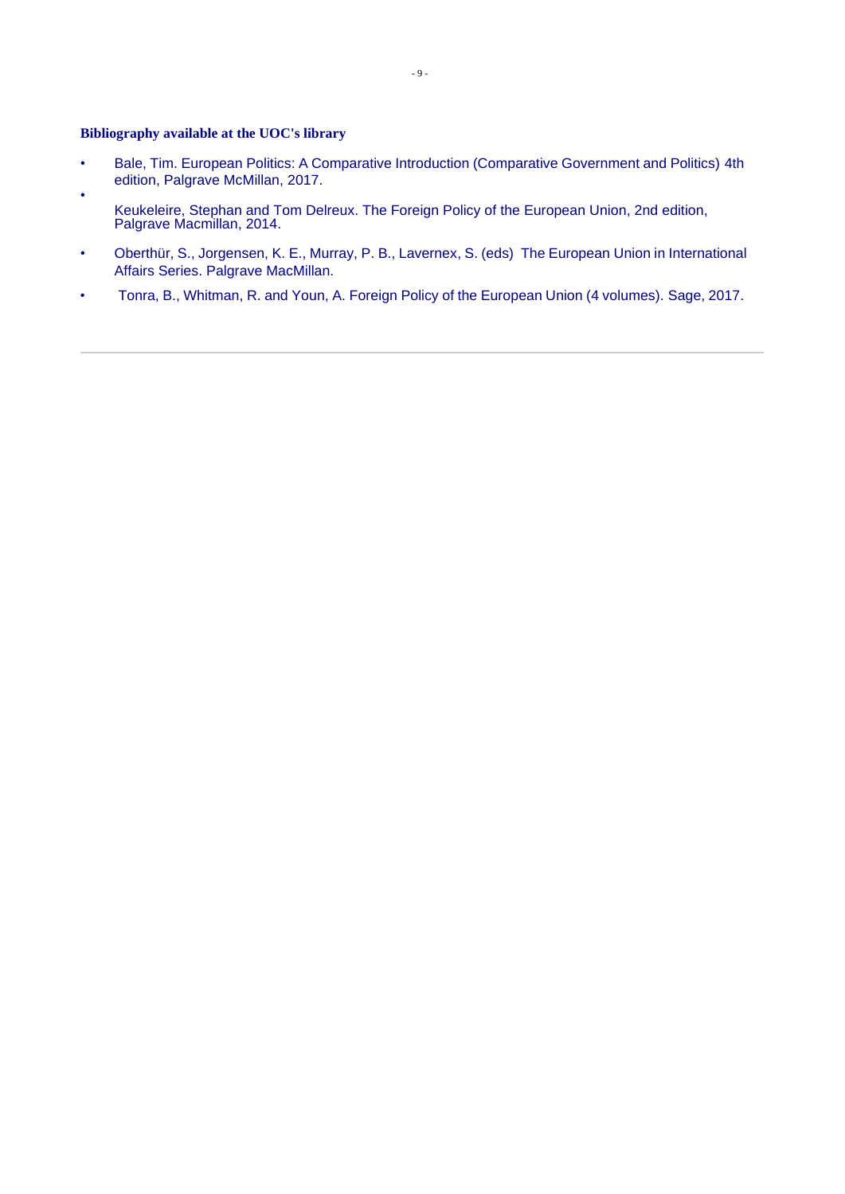**Bibliography available at the UOC's library**

- Bale, Tim. European Politics: A Comparative Introduction (Comparative Government and Politics) 4th edition, Palgrave McMillan, 2017.
- Keukeleire, Stephan and Tom Delreux. The Foreign Policy of the European Union, 2nd edition, Palgrave Macmillan, 2014.
- Oberthür, S., Jorgensen, K. E., Murray, P. B., Lavernex, S. (eds) The European Union in International Affairs Series. Palgrave MacMillan.
- Tonra, B., Whitman, R. and Youn, A. Foreign Policy of the European Union (4 volumes). Sage, 2017.